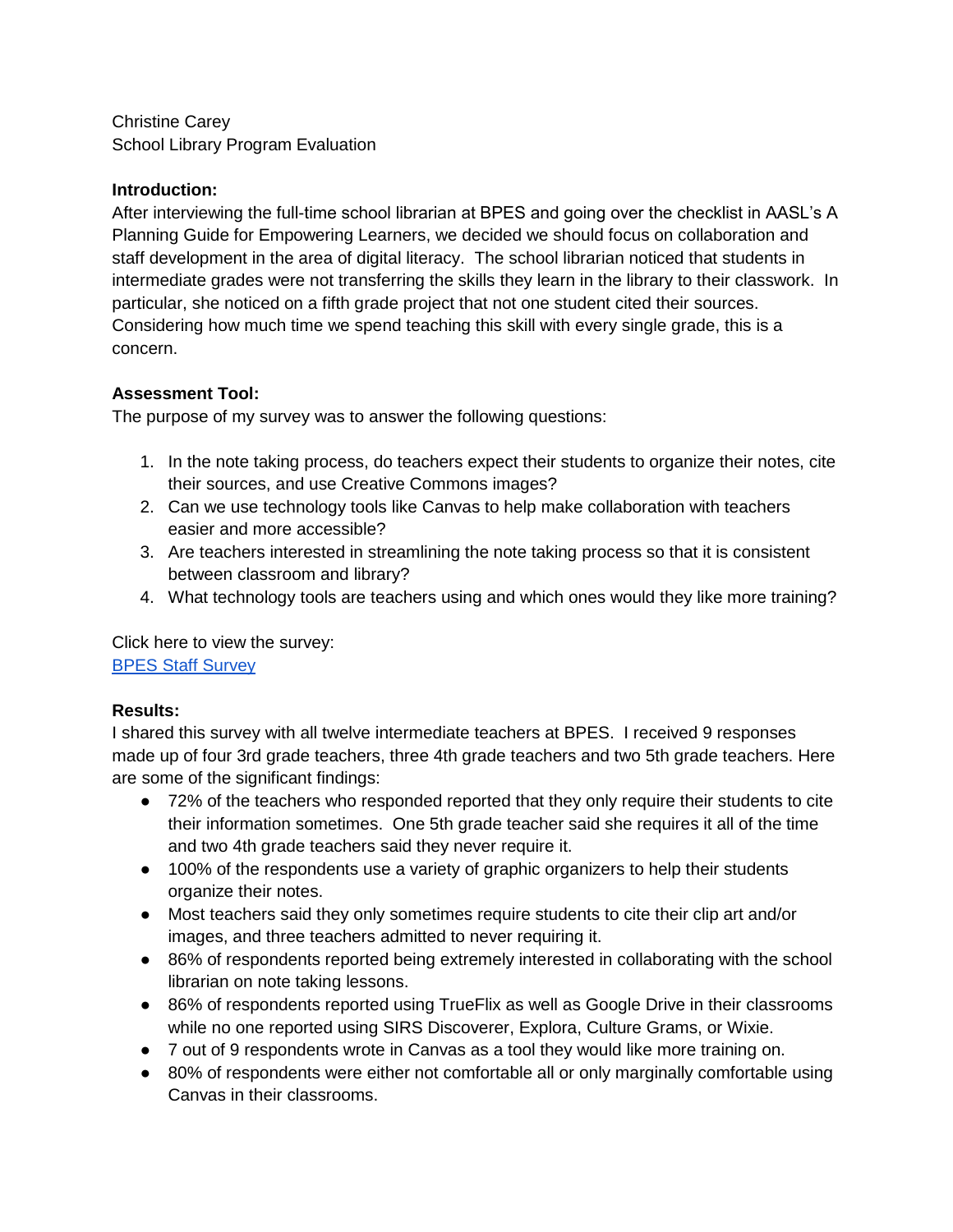Christine Carey
School Library Program Evaluation

**Introduction:**
After interviewing the full-time school librarian at BPES and going over the checklist in AASL's A Planning Guide for Empowering Learners, we decided we should focus on collaboration and staff development in the area of digital literacy. The school librarian noticed that students in intermediate grades were not transferring the skills they learn in the library to their classwork. In particular, she noticed on a fifth grade project that not one student cited their sources. Considering how much time we spend teaching this skill with every single grade, this is a concern.

**Assessment Tool:**
The purpose of my survey was to answer the following questions:

1. In the note taking process, do teachers expect their students to organize their notes, cite their sources, and use Creative Commons images?
2. Can we use technology tools like Canvas to help make collaboration with teachers easier and more accessible?
3. Are teachers interested in streamlining the note taking process so that it is consistent between classroom and library?
4. What technology tools are teachers using and which ones would they like more training?

Click here to view the survey:
[BPES Staff Survey]()

**Results:**
I shared this survey with all twelve intermediate teachers at BPES. I received 9 responses made up of four 3rd grade teachers, three 4th grade teachers and two 5th grade teachers. Here are some of the significant findings:

- 72% of the teachers who responded reported that they only require their students to cite their information sometimes. One 5th grade teacher said she requires it all of the time and two 4th grade teachers said they never require it.
- 100% of the respondents use a variety of graphic organizers to help their students organize their notes.
- Most teachers said they only sometimes require students to cite their clip art and/or images, and three teachers admitted to never requiring it.
- 86% of respondents reported being extremely interested in collaborating with the school librarian on note taking lessons.
- 86% of respondents reported using TrueFlix as well as Google Drive in their classrooms while no one reported using SIRS Discoverer, Explora, Culture Grams, or Wixie.
- 7 out of 9 respondents wrote in Canvas as a tool they would like more training on.
- 80% of respondents were either not comfortable all or only marginally comfortable using Canvas in their classrooms.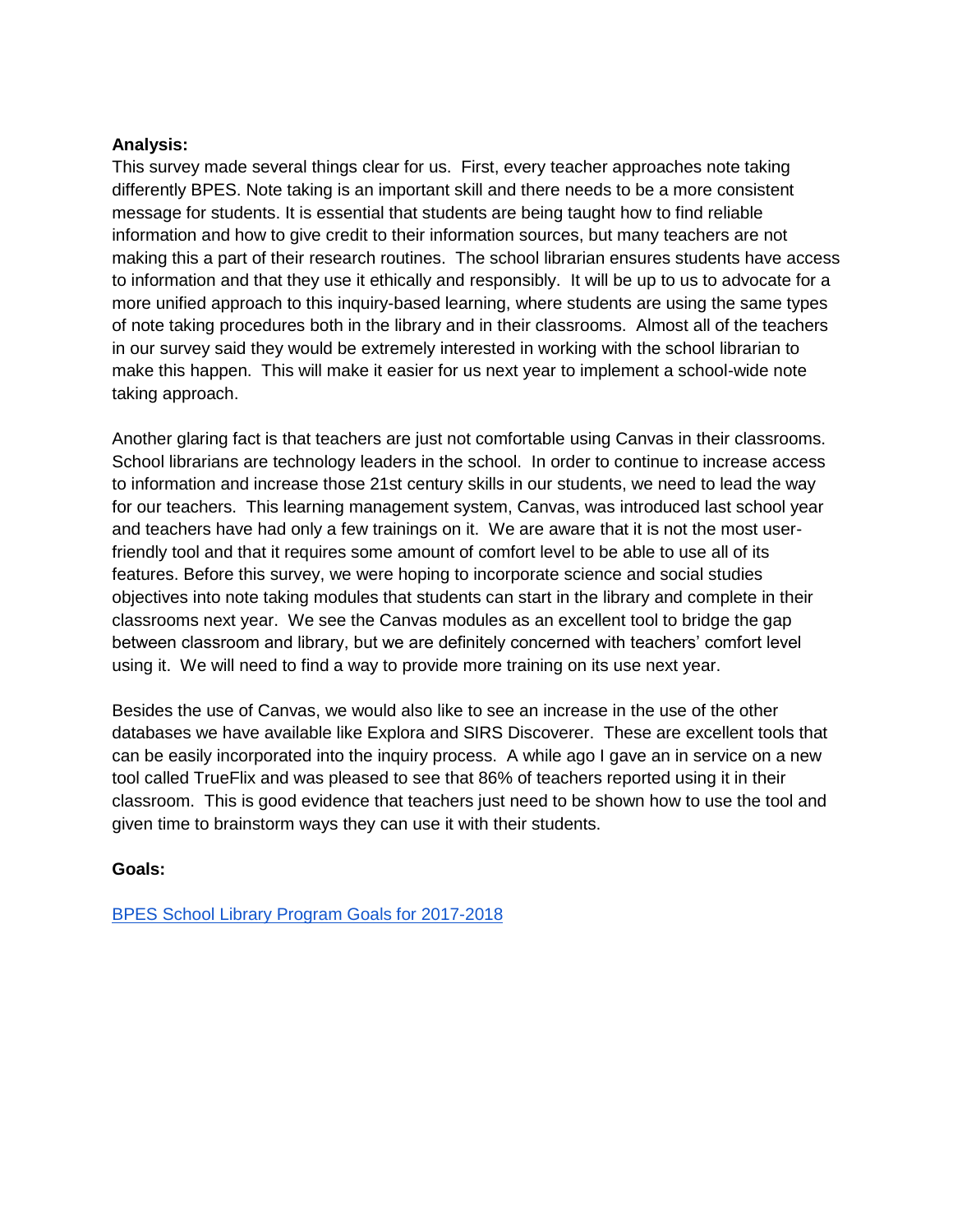**Analysis:**

This survey made several things clear for us. First, every teacher approaches note taking differently BPES. Note taking is an important skill and there needs to be a more consistent message for students. It is essential that students are being taught how to find reliable information and how to give credit to their information sources, but many teachers are not making this a part of their research routines. The school librarian ensures students have access to information and that they use it ethically and responsibly. It will be up to us to advocate for a more unified approach to this inquiry-based learning, where students are using the same types of note taking procedures both in the library and in their classrooms. Almost all of the teachers in our survey said they would be extremely interested in working with the school librarian to make this happen. This will make it easier for us next year to implement a school-wide note taking approach.

Another glaring fact is that teachers are just not comfortable using Canvas in their classrooms. School librarians are technology leaders in the school. In order to continue to increase access to information and increase those 21st century skills in our students, we need to lead the way for our teachers. This learning management system, Canvas, was introduced last school year and teachers have had only a few trainings on it. We are aware that it is not the most user-friendly tool and that it requires some amount of comfort level to be able to use all of its features. Before this survey, we were hoping to incorporate science and social studies objectives into note taking modules that students can start in the library and complete in their classrooms next year. We see the Canvas modules as an excellent tool to bridge the gap between classroom and library, but we are definitely concerned with teachers' comfort level using it. We will need to find a way to provide more training on its use next year.

Besides the use of Canvas, we would also like to see an increase in the use of the other databases we have available like Explora and SIRS Discoverer. These are excellent tools that can be easily incorporated into the inquiry process. A while ago I gave an in service on a new tool called TrueFlix and was pleased to see that 86% of teachers reported using it in their classroom. This is good evidence that teachers just need to be shown how to use the tool and given time to brainstorm ways they can use it with their students.

**Goals:**

BPES School Library Program Goals for 2017-2018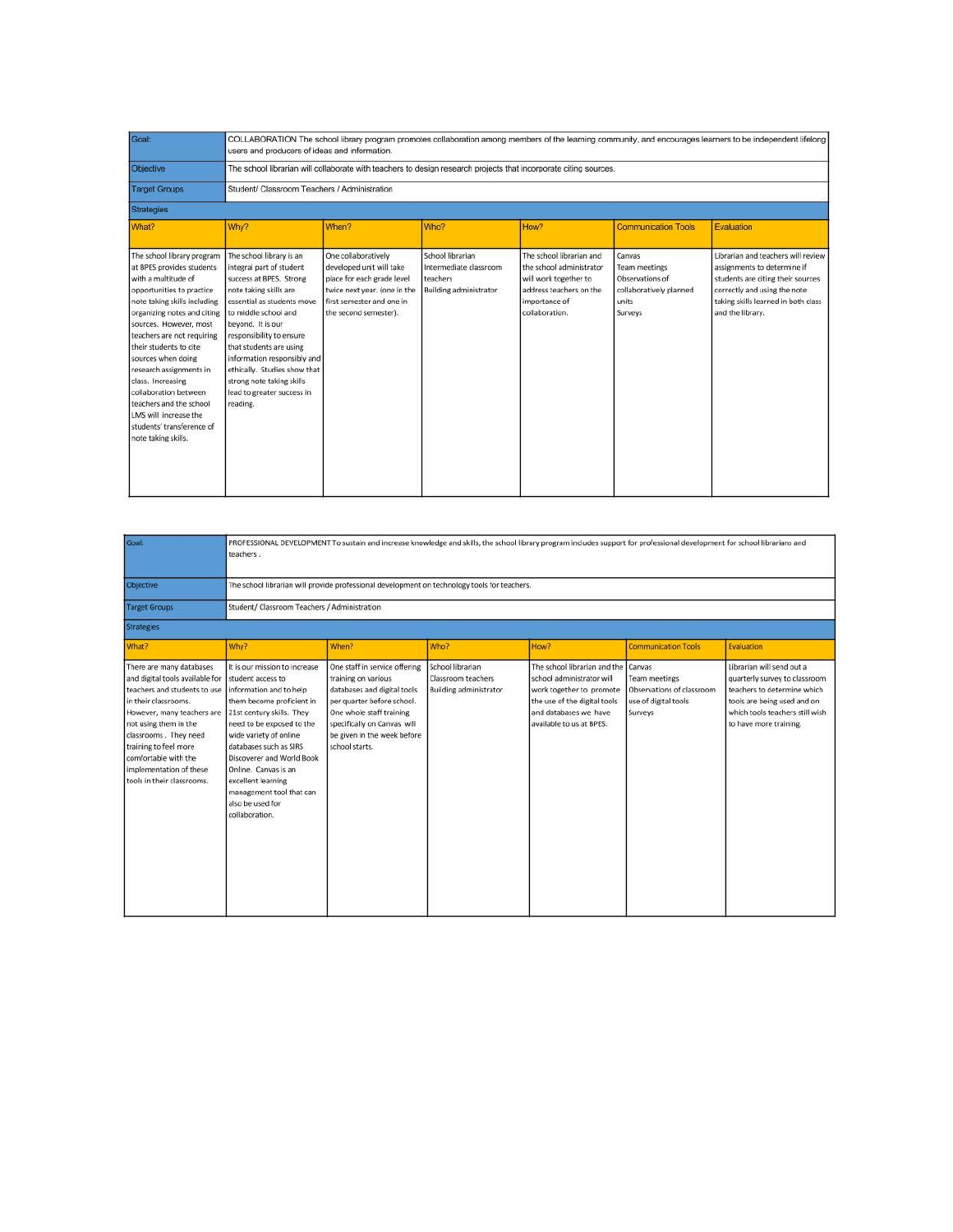| Goal: | COLLABORATION The school library program promotes collaboration among members of the learning community, and encourages learners to be independent lifelong users and producers of ideas and information. | | | | | |
|---|---|---|---|---|---|---|
| Objective | The school librarian will collaborate with teachers to design research projects that incorporate citing sources. | | | | | |
| Target Groups | Student/ Classroom Teachers / Administration | | | | | |
| Strategies | | | | | | |
| What? | Why? | When? | Who? | How? | Communication Tools | Evaluation |
| The school library program at BPES provides students with a multitude of opportunities to practice note taking skills including organizing notes and citing sources. However, most teachers are not requiring their students to cite sources when doing research assignments in class. Increasing collaboration between teachers and the school LMS will increase the students' transference of note taking skills. | The school library is an integral part of student success at BPES. Strong note taking skills are essential as students move to middle school and beyond. It is our responsibility to ensure that students are using information responsibly and ethically. Studies show that strong note taking skills lead to greater success in reading. | One collaboratively developed unit will take place for each grade level twice next year. (one in the first semester and one in the second semester). | School librarian<br>Intermediate classroom teachers<br>Building administrator | The school librarian and the school administrator will work together to address teachers on the importance of collaboration. | Canvas<br>Team meetings<br>Observations of collaboratively planned units<br>Surveys | Librarian and teachers will review assignments to determine if students are citing their sources correctly and using the note taking skills learned in both class and the library. |

| Goal: | PROFESSIONAL DEVELOPMENT To sustain and increase knowledge and skills, the school library program includes support for professional development for school librarians and teachers . | | | | | |
|---|---|---|---|---|---|---|
| Objective | The school librarian will provide professional development on technology tools for teachers. | | | | | |
| Target Groups | Student/ Classroom Teachers / Administration | | | | | |
| Strategies | | | | | | |
| What? | Why? | When? | Who? | How? | Communication Tools | Evaluation |
| There are many databases and digital tools available for teachers and students to use in their classrooms. However, many teachers are not using them in the classrooms. They need training to feel more comfortable with the implementation of these tools in their classrooms. | It is our mission to increase student access to information and to help them become proficient in 21st century skills. They need to be exposed to the wide variety of online databases such as SIRS Discoverer and World Book Online. Canvas is an excellent learning management tool that can also be used for collaboration. | One staff in service offering training on various databases and digital tools per quarter before school. One whole staff training specifically on Canvas will be given in the week before school starts. | School librarian<br>Classroom teachers<br>Building administrator | The school librarian and the school administrator will work together to promote the use of the digital tools and databases we have available to us at BPES. | Canvas<br>Team meetings<br>Observations of classroom use of digital tools<br>Surveys | Librarian will send out a quarterly survey to classroom teachers to determine which tools are being used and on which tools teachers still wish to have more training. |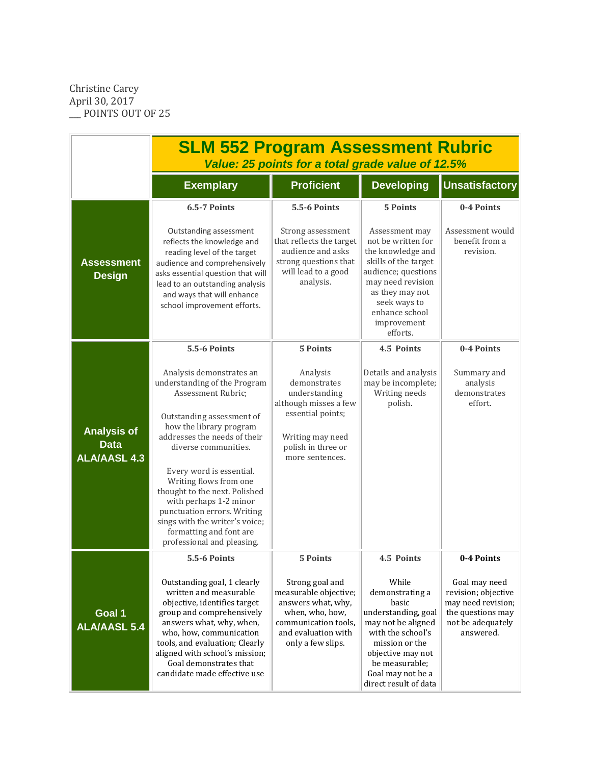Christine Carey
April 30, 2017
___ POINTS OUT OF 25

| | **SLM 552 Program Assessment Rubric** *Value: 25 points for a total grade value of 12.5%* | | | |
|---|---|---|---|---|
| | **Exemplary** | **Proficient** | **Developing** | **Unsatisfactory** |
| **Assessment Design** | **6.5-7 Points** Outstanding assessment reflects the knowledge and reading level of the target audience and comprehensively asks essential question that will lead to an outstanding analysis and ways that will enhance school improvement efforts. | **5.5-6 Points** Strong assessment that reflects the target audience and asks strong questions that will lead to a good analysis. | **5 Points** Assessment may not be written for the knowledge and skills of the target audience; questions may need revision as they may not seek ways to enhance school improvement efforts. | **0-4 Points** Assessment would benefit from a revision. |
| **Analysis of Data ALA/AASL 4.3** | **5.5-6 Points** Analysis demonstrates an understanding of the Program Assessment Rubric; Outstanding assessment of how the library program addresses the needs of their diverse communities. Every word is essential. Writing flows from one thought to the next. Polished with perhaps 1-2 minor punctuation errors. Writing sings with the writer's voice; formatting and font are professional and pleasing. | **5 Points** Analysis demonstrates understanding although misses a few essential points; Writing may need polish in three or more sentences. | **4.5 Points** Details and analysis may be incomplete; Writing needs polish. | **0-4 Points** Summary and analysis demonstrates effort. |
| **Goal 1 ALA/AASL 5.4** | **5.5-6 Points** Outstanding goal, 1 clearly written and measurable objective, identifies target group and comprehensively answers what, why, when, who, how, communication tools, and evaluation; Clearly aligned with school's mission; Goal demonstrates that candidate made effective use | **5 Points** Strong goal and measurable objective; answers what, why, when, who, how, communication tools, and evaluation with only a few slips. | **4.5 Points** While demonstrating a basic understanding, goal may not be aligned with the school's mission or the objective may not be measurable; Goal may not be a direct result of data | **0-4 Points** Goal may need revision; objective may need revision; the questions may not be adequately answered. |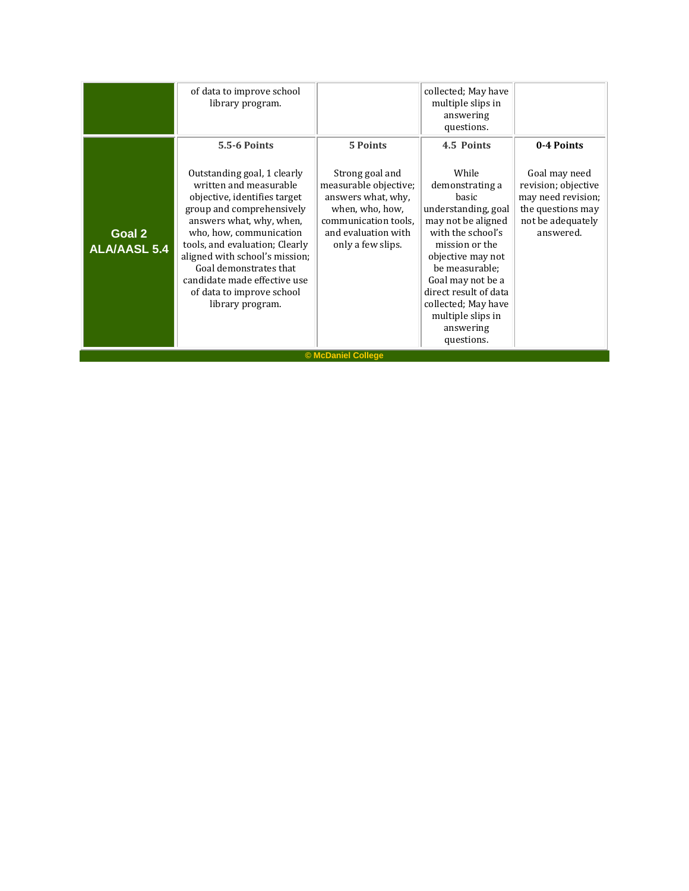| | | | | |
|---|---|---|---|---|
| | of data to improve school library program. | | collected; May have multiple slips in answering questions. | |
| **Goal 2 ALA/AASL 5.4** | **5.5-6 Points**<br><br>Outstanding goal, 1 clearly written and measurable objective, identifies target group and comprehensively answers what, why, when, who, how, communication tools, and evaluation; Clearly aligned with school's mission; Goal demonstrates that candidate made effective use of data to improve school library program. | **5 Points**<br><br>Strong goal and measurable objective; answers what, why, when, who, how, communication tools, and evaluation with only a few slips. | **4.5 Points**<br><br>While demonstrating a basic understanding, goal may not be aligned with the school's mission or the objective may not be measurable; Goal may not be a direct result of data collected; May have multiple slips in answering questions. | **0-4 Points**<br><br>Goal may need revision; objective may need revision; the questions may not be adequately answered. |

© McDaniel College